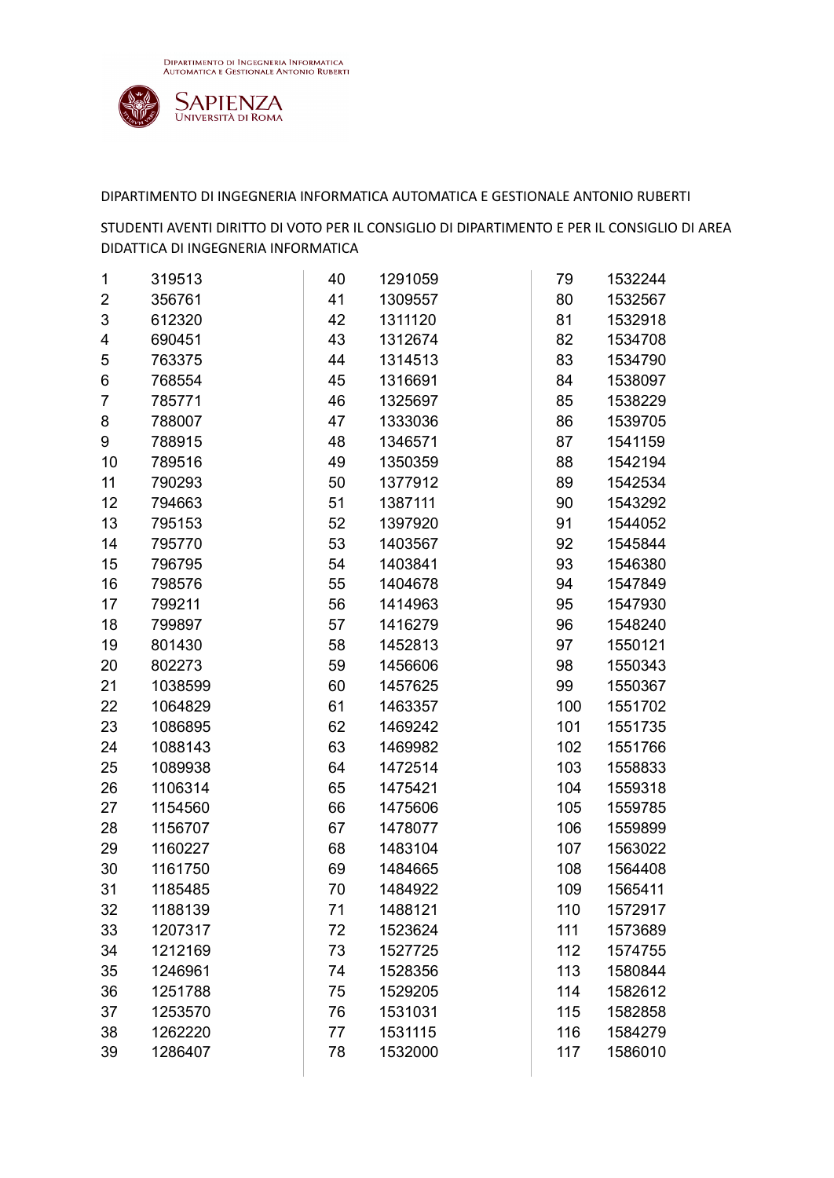DIPARTIMENTO DI INGEGNERIA INFORMATICA AUTOMATICA E GESTIONALE ANTONIO RUBERTI

SAPIENZA UNIVERSITÀ DI ROMA

DIPARTIMENTO DI INGEGNERIA INFORMATICA AUTOMATICA E GESTIONALE ANTONIO RUBERTI

STUDENTI AVENTI DIRITTO DI VOTO PER IL CONSIGLIO DI DIPARTIMENTO E PER IL CONSIGLIO DI AREA DIDATTICA DI INGEGNERIA INFORMATICA

| | |
|---|---|
| 1 | 319513 |
| 2 | 356761 |
| 3 | 612320 |
| 4 | 690451 |
| 5 | 763375 |
| 6 | 768554 |
| 7 | 785771 |
| 8 | 788007 |
| 9 | 788915 |
| 10 | 789516 |
| 11 | 790293 |
| 12 | 794663 |
| 13 | 795153 |
| 14 | 795770 |
| 15 | 796795 |
| 16 | 798576 |
| 17 | 799211 |
| 18 | 799897 |
| 19 | 801430 |
| 20 | 802273 |
| 21 | 1038599 |
| 22 | 1064829 |
| 23 | 1086895 |
| 24 | 1088143 |
| 25 | 1089938 |
| 26 | 1106314 |
| 27 | 1154560 |
| 28 | 1156707 |
| 29 | 1160227 |
| 30 | 1161750 |
| 31 | 1185485 |
| 32 | 1188139 |
| 33 | 1207317 |
| 34 | 1212169 |
| 35 | 1246961 |
| 36 | 1251788 |
| 37 | 1253570 |
| 38 | 1262220 |
| 39 | 1286407 |
| 40 | 1291059 |
| 41 | 1309557 |
| 42 | 1311120 |
| 43 | 1312674 |
| 44 | 1314513 |
| 45 | 1316691 |
| 46 | 1325697 |
| 47 | 1333036 |
| 48 | 1346571 |
| 49 | 1350359 |
| 50 | 1377912 |
| 51 | 1387111 |
| 52 | 1397920 |
| 53 | 1403567 |
| 54 | 1403841 |
| 55 | 1404678 |
| 56 | 1414963 |
| 57 | 1416279 |
| 58 | 1452813 |
| 59 | 1456606 |
| 60 | 1457625 |
| 61 | 1463357 |
| 62 | 1469242 |
| 63 | 1469982 |
| 64 | 1472514 |
| 65 | 1475421 |
| 66 | 1475606 |
| 67 | 1478077 |
| 68 | 1483104 |
| 69 | 1484665 |
| 70 | 1484922 |
| 71 | 1488121 |
| 72 | 1523624 |
| 73 | 1527725 |
| 74 | 1528356 |
| 75 | 1529205 |
| 76 | 1531031 |
| 77 | 1531115 |
| 78 | 1532000 |
| 79 | 1532244 |
| 80 | 1532567 |
| 81 | 1532918 |
| 82 | 1534708 |
| 83 | 1534790 |
| 84 | 1538097 |
| 85 | 1538229 |
| 86 | 1539705 |
| 87 | 1541159 |
| 88 | 1542194 |
| 89 | 1542534 |
| 90 | 1543292 |
| 91 | 1544052 |
| 92 | 1545844 |
| 93 | 1546380 |
| 94 | 1547849 |
| 95 | 1547930 |
| 96 | 1548240 |
| 97 | 1550121 |
| 98 | 1550343 |
| 99 | 1550367 |
| 100 | 1551702 |
| 101 | 1551735 |
| 102 | 1551766 |
| 103 | 1558833 |
| 104 | 1559318 |
| 105 | 1559785 |
| 106 | 1559899 |
| 107 | 1563022 |
| 108 | 1564408 |
| 109 | 1565411 |
| 110 | 1572917 |
| 111 | 1573689 |
| 112 | 1574755 |
| 113 | 1580844 |
| 114 | 1582612 |
| 115 | 1582858 |
| 116 | 1584279 |
| 117 | 1586010 |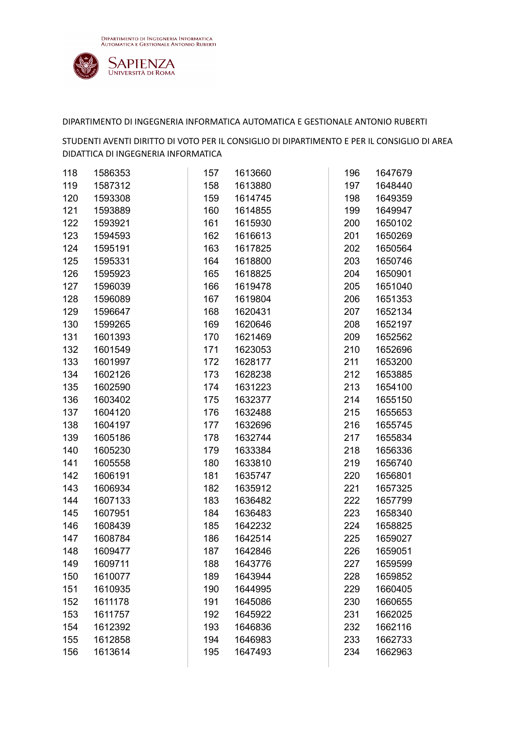DIPARTIMENTO DI INGEGNERIA INFORMATICA AUTOMATICA E GESTIONALE ANTONIO RUBERTI

STUDENTI AVENTI DIRITTO DI VOTO PER IL CONSIGLIO DI DIPARTIMENTO E PER IL CONSIGLIO DI AREA DIDATTICA DI INGEGNERIA INFORMATICA

| | |
|---|---|
| 118 | 1586353 |
| 119 | 1587312 |
| 120 | 1593308 |
| 121 | 1593889 |
| 122 | 1593921 |
| 123 | 1594593 |
| 124 | 1595191 |
| 125 | 1595331 |
| 126 | 1595923 |
| 127 | 1596039 |
| 128 | 1596089 |
| 129 | 1596647 |
| 130 | 1599265 |
| 131 | 1601393 |
| 132 | 1601549 |
| 133 | 1601997 |
| 134 | 1602126 |
| 135 | 1602590 |
| 136 | 1603402 |
| 137 | 1604120 |
| 138 | 1604197 |
| 139 | 1605186 |
| 140 | 1605230 |
| 141 | 1605558 |
| 142 | 1606191 |
| 143 | 1606934 |
| 144 | 1607133 |
| 145 | 1607951 |
| 146 | 1608439 |
| 147 | 1608784 |
| 148 | 1609477 |
| 149 | 1609711 |
| 150 | 1610077 |
| 151 | 1610935 |
| 152 | 1611178 |
| 153 | 1611757 |
| 154 | 1612392 |
| 155 | 1612858 |
| 156 | 1613614 |
| 157 | 1613660 |
| 158 | 1613880 |
| 159 | 1614745 |
| 160 | 1614855 |
| 161 | 1615930 |
| 162 | 1616613 |
| 163 | 1617825 |
| 164 | 1618800 |
| 165 | 1618825 |
| 166 | 1619478 |
| 167 | 1619804 |
| 168 | 1620431 |
| 169 | 1620646 |
| 170 | 1621469 |
| 171 | 1623053 |
| 172 | 1628177 |
| 173 | 1628238 |
| 174 | 1631223 |
| 175 | 1632377 |
| 176 | 1632488 |
| 177 | 1632696 |
| 178 | 1632744 |
| 179 | 1633384 |
| 180 | 1633810 |
| 181 | 1635747 |
| 182 | 1635912 |
| 183 | 1636482 |
| 184 | 1636483 |
| 185 | 1642232 |
| 186 | 1642514 |
| 187 | 1642846 |
| 188 | 1643776 |
| 189 | 1643944 |
| 190 | 1644995 |
| 191 | 1645086 |
| 192 | 1645922 |
| 193 | 1646836 |
| 194 | 1646983 |
| 195 | 1647493 |
| 196 | 1647679 |
| 197 | 1648440 |
| 198 | 1649359 |
| 199 | 1649947 |
| 200 | 1650102 |
| 201 | 1650269 |
| 202 | 1650564 |
| 203 | 1650746 |
| 204 | 1650901 |
| 205 | 1651040 |
| 206 | 1651353 |
| 207 | 1652134 |
| 208 | 1652197 |
| 209 | 1652562 |
| 210 | 1652696 |
| 211 | 1653200 |
| 212 | 1653885 |
| 213 | 1654100 |
| 214 | 1655150 |
| 215 | 1655653 |
| 216 | 1655745 |
| 217 | 1655834 |
| 218 | 1656336 |
| 219 | 1656740 |
| 220 | 1656801 |
| 221 | 1657325 |
| 222 | 1657799 |
| 223 | 1658340 |
| 224 | 1658825 |
| 225 | 1659027 |
| 226 | 1659051 |
| 227 | 1659599 |
| 228 | 1659852 |
| 229 | 1660405 |
| 230 | 1660655 |
| 231 | 1662025 |
| 232 | 1662116 |
| 233 | 1662733 |
| 234 | 1662963 |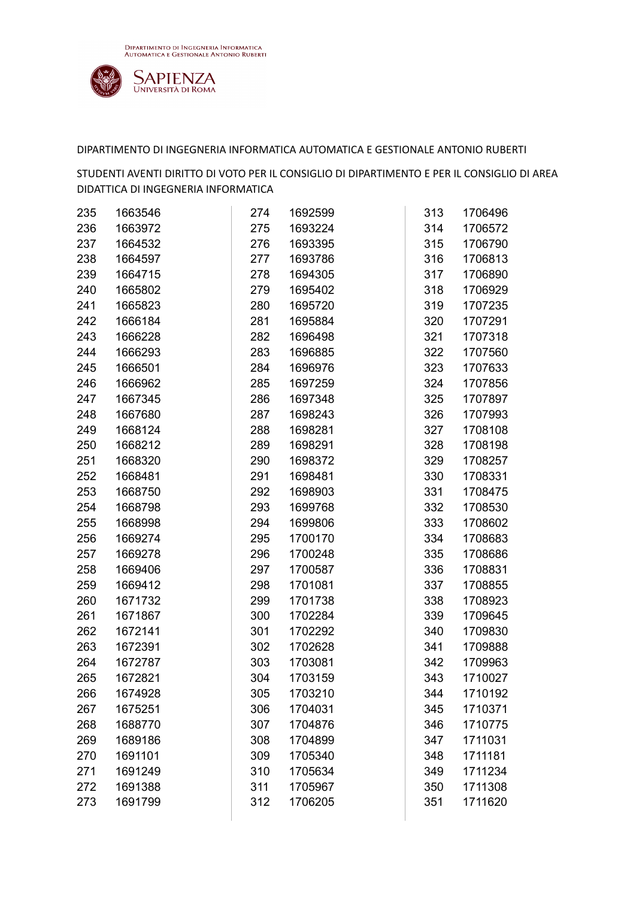DIPARTIMENTO DI INGEGNERIA INFORMATICA AUTOMATICA E GESTIONALE ANTONIO RUBERTI

STUDENTI AVENTI DIRITTO DI VOTO PER IL CONSIGLIO DI DIPARTIMENTO E PER IL CONSIGLIO DI AREA DIDATTICA DI INGEGNERIA INFORMATICA

| | |
|---|---|
| 235 | 1663546 |
| 236 | 1663972 |
| 237 | 1664532 |
| 238 | 1664597 |
| 239 | 1664715 |
| 240 | 1665802 |
| 241 | 1665823 |
| 242 | 1666184 |
| 243 | 1666228 |
| 244 | 1666293 |
| 245 | 1666501 |
| 246 | 1666962 |
| 247 | 1667345 |
| 248 | 1667680 |
| 249 | 1668124 |
| 250 | 1668212 |
| 251 | 1668320 |
| 252 | 1668481 |
| 253 | 1668750 |
| 254 | 1668798 |
| 255 | 1668998 |
| 256 | 1669274 |
| 257 | 1669278 |
| 258 | 1669406 |
| 259 | 1669412 |
| 260 | 1671732 |
| 261 | 1671867 |
| 262 | 1672141 |
| 263 | 1672391 |
| 264 | 1672787 |
| 265 | 1672821 |
| 266 | 1674928 |
| 267 | 1675251 |
| 268 | 1688770 |
| 269 | 1689186 |
| 270 | 1691101 |
| 271 | 1691249 |
| 272 | 1691388 |
| 273 | 1691799 |
| 274 | 1692599 |
| 275 | 1693224 |
| 276 | 1693395 |
| 277 | 1693786 |
| 278 | 1694305 |
| 279 | 1695402 |
| 280 | 1695720 |
| 281 | 1695884 |
| 282 | 1696498 |
| 283 | 1696885 |
| 284 | 1696976 |
| 285 | 1697259 |
| 286 | 1697348 |
| 287 | 1698243 |
| 288 | 1698281 |
| 289 | 1698291 |
| 290 | 1698372 |
| 291 | 1698481 |
| 292 | 1698903 |
| 293 | 1699768 |
| 294 | 1699806 |
| 295 | 1700170 |
| 296 | 1700248 |
| 297 | 1700587 |
| 298 | 1701081 |
| 299 | 1701738 |
| 300 | 1702284 |
| 301 | 1702292 |
| 302 | 1702628 |
| 303 | 1703081 |
| 304 | 1703159 |
| 305 | 1703210 |
| 306 | 1704031 |
| 307 | 1704876 |
| 308 | 1704899 |
| 309 | 1705340 |
| 310 | 1705634 |
| 311 | 1705967 |
| 312 | 1706205 |
| 313 | 1706496 |
| 314 | 1706572 |
| 315 | 1706790 |
| 316 | 1706813 |
| 317 | 1706890 |
| 318 | 1706929 |
| 319 | 1707235 |
| 320 | 1707291 |
| 321 | 1707318 |
| 322 | 1707560 |
| 323 | 1707633 |
| 324 | 1707856 |
| 325 | 1707897 |
| 326 | 1707993 |
| 327 | 1708108 |
| 328 | 1708198 |
| 329 | 1708257 |
| 330 | 1708331 |
| 331 | 1708475 |
| 332 | 1708530 |
| 333 | 1708602 |
| 334 | 1708683 |
| 335 | 1708686 |
| 336 | 1708831 |
| 337 | 1708855 |
| 338 | 1708923 |
| 339 | 1709645 |
| 340 | 1709830 |
| 341 | 1709888 |
| 342 | 1709963 |
| 343 | 1710027 |
| 344 | 1710192 |
| 345 | 1710371 |
| 346 | 1710775 |
| 347 | 1711031 |
| 348 | 1711181 |
| 349 | 1711234 |
| 350 | 1711308 |
| 351 | 1711620 |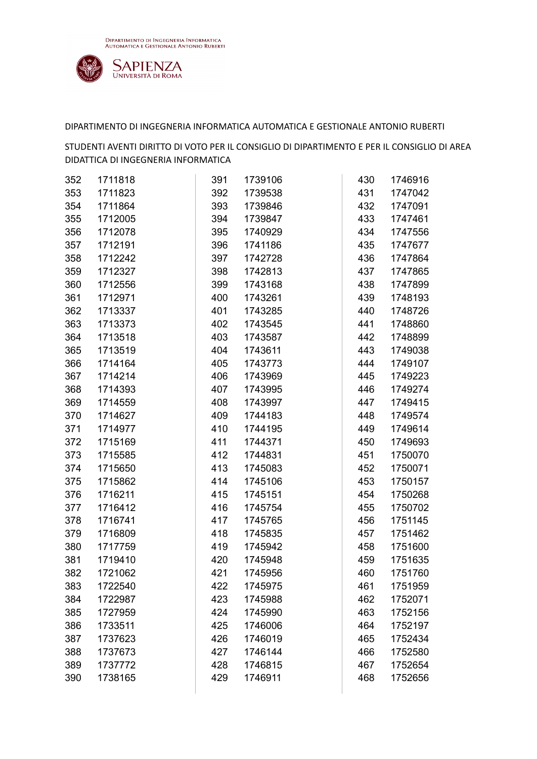DIPARTIMENTO DI INGEGNERIA INFORMATICA AUTOMATICA E GESTIONALE ANTONIO RUBERTI

STUDENTI AVENTI DIRITTO DI VOTO PER IL CONSIGLIO DI DIPARTIMENTO E PER IL CONSIGLIO DI AREA DIDATTICA DI INGEGNERIA INFORMATICA

| | |
|---|---|
| 352 | 1711818 |
| 353 | 1711823 |
| 354 | 1711864 |
| 355 | 1712005 |
| 356 | 1712078 |
| 357 | 1712191 |
| 358 | 1712242 |
| 359 | 1712327 |
| 360 | 1712556 |
| 361 | 1712971 |
| 362 | 1713337 |
| 363 | 1713373 |
| 364 | 1713518 |
| 365 | 1713519 |
| 366 | 1714164 |
| 367 | 1714214 |
| 368 | 1714393 |
| 369 | 1714559 |
| 370 | 1714627 |
| 371 | 1714977 |
| 372 | 1715169 |
| 373 | 1715585 |
| 374 | 1715650 |
| 375 | 1715862 |
| 376 | 1716211 |
| 377 | 1716412 |
| 378 | 1716741 |
| 379 | 1716809 |
| 380 | 1717759 |
| 381 | 1719410 |
| 382 | 1721062 |
| 383 | 1722540 |
| 384 | 1722987 |
| 385 | 1727959 |
| 386 | 1733511 |
| 387 | 1737623 |
| 388 | 1737673 |
| 389 | 1737772 |
| 390 | 1738165 |
| 391 | 1739106 |
| 392 | 1739538 |
| 393 | 1739846 |
| 394 | 1739847 |
| 395 | 1740929 |
| 396 | 1741186 |
| 397 | 1742728 |
| 398 | 1742813 |
| 399 | 1743168 |
| 400 | 1743261 |
| 401 | 1743285 |
| 402 | 1743545 |
| 403 | 1743587 |
| 404 | 1743611 |
| 405 | 1743773 |
| 406 | 1743969 |
| 407 | 1743995 |
| 408 | 1743997 |
| 409 | 1744183 |
| 410 | 1744195 |
| 411 | 1744371 |
| 412 | 1744831 |
| 413 | 1745083 |
| 414 | 1745106 |
| 415 | 1745151 |
| 416 | 1745754 |
| 417 | 1745765 |
| 418 | 1745835 |
| 419 | 1745942 |
| 420 | 1745948 |
| 421 | 1745956 |
| 422 | 1745975 |
| 423 | 1745988 |
| 424 | 1745990 |
| 425 | 1746006 |
| 426 | 1746019 |
| 427 | 1746144 |
| 428 | 1746815 |
| 429 | 1746911 |
| 430 | 1746916 |
| 431 | 1747042 |
| 432 | 1747091 |
| 433 | 1747461 |
| 434 | 1747556 |
| 435 | 1747677 |
| 436 | 1747864 |
| 437 | 1747865 |
| 438 | 1747899 |
| 439 | 1748193 |
| 440 | 1748726 |
| 441 | 1748860 |
| 442 | 1748899 |
| 443 | 1749038 |
| 444 | 1749107 |
| 445 | 1749223 |
| 446 | 1749274 |
| 447 | 1749415 |
| 448 | 1749574 |
| 449 | 1749614 |
| 450 | 1749693 |
| 451 | 1750070 |
| 452 | 1750071 |
| 453 | 1750157 |
| 454 | 1750268 |
| 455 | 1750702 |
| 456 | 1751145 |
| 457 | 1751462 |
| 458 | 1751600 |
| 459 | 1751635 |
| 460 | 1751760 |
| 461 | 1751959 |
| 462 | 1752071 |
| 463 | 1752156 |
| 464 | 1752197 |
| 465 | 1752434 |
| 466 | 1752580 |
| 467 | 1752654 |
| 468 | 1752656 |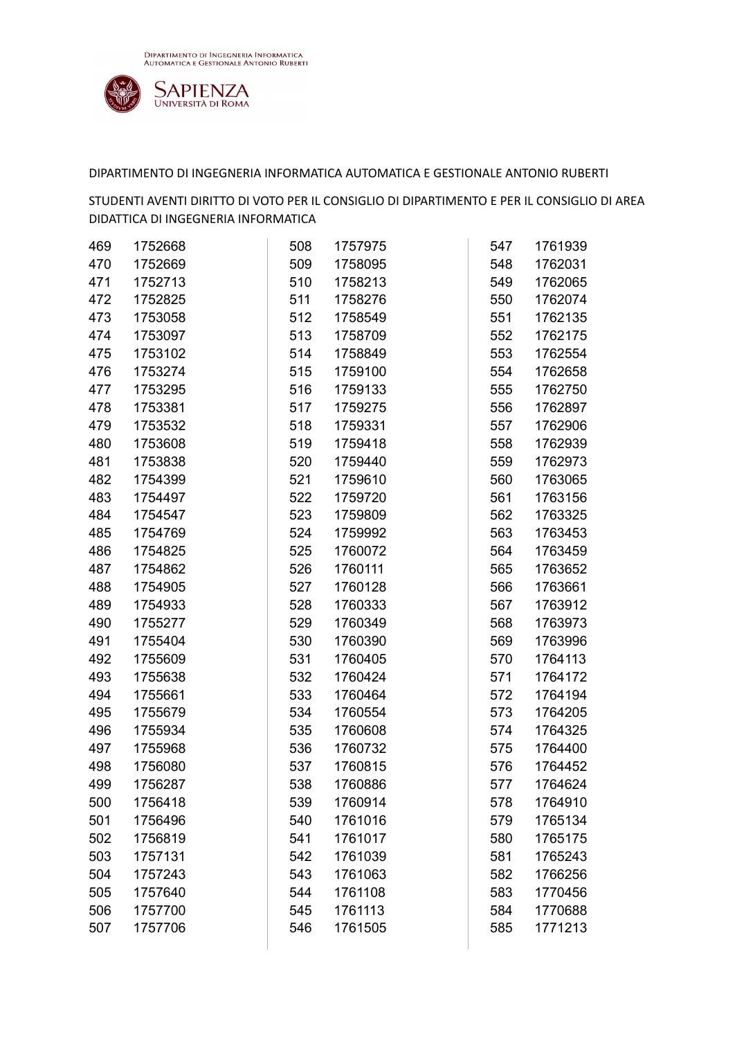DIPARTIMENTO DI INGEGNERIA INFORMATICA AUTOMATICA E GESTIONALE ANTONIO RUBERTI

STUDENTI AVENTI DIRITTO DI VOTO PER IL CONSIGLIO DI DIPARTIMENTO E PER IL CONSIGLIO DI AREA DIDATTICA DI INGEGNERIA INFORMATICA

| | |
|---|---|
| 469 | 1752668 |
| 470 | 1752669 |
| 471 | 1752713 |
| 472 | 1752825 |
| 473 | 1753058 |
| 474 | 1753097 |
| 475 | 1753102 |
| 476 | 1753274 |
| 477 | 1753295 |
| 478 | 1753381 |
| 479 | 1753532 |
| 480 | 1753608 |
| 481 | 1753838 |
| 482 | 1754399 |
| 483 | 1754497 |
| 484 | 1754547 |
| 485 | 1754769 |
| 486 | 1754825 |
| 487 | 1754862 |
| 488 | 1754905 |
| 489 | 1754933 |
| 490 | 1755277 |
| 491 | 1755404 |
| 492 | 1755609 |
| 493 | 1755638 |
| 494 | 1755661 |
| 495 | 1755679 |
| 496 | 1755934 |
| 497 | 1755968 |
| 498 | 1756080 |
| 499 | 1756287 |
| 500 | 1756418 |
| 501 | 1756496 |
| 502 | 1756819 |
| 503 | 1757131 |
| 504 | 1757243 |
| 505 | 1757640 |
| 506 | 1757700 |
| 507 | 1757706 |
| 508 | 1757975 |
| 509 | 1758095 |
| 510 | 1758213 |
| 511 | 1758276 |
| 512 | 1758549 |
| 513 | 1758709 |
| 514 | 1758849 |
| 515 | 1759100 |
| 516 | 1759133 |
| 517 | 1759275 |
| 518 | 1759331 |
| 519 | 1759418 |
| 520 | 1759440 |
| 521 | 1759610 |
| 522 | 1759720 |
| 523 | 1759809 |
| 524 | 1759992 |
| 525 | 1760072 |
| 526 | 1760111 |
| 527 | 1760128 |
| 528 | 1760333 |
| 529 | 1760349 |
| 530 | 1760390 |
| 531 | 1760405 |
| 532 | 1760424 |
| 533 | 1760464 |
| 534 | 1760554 |
| 535 | 1760608 |
| 536 | 1760732 |
| 537 | 1760815 |
| 538 | 1760886 |
| 539 | 1760914 |
| 540 | 1761016 |
| 541 | 1761017 |
| 542 | 1761039 |
| 543 | 1761063 |
| 544 | 1761108 |
| 545 | 1761113 |
| 546 | 1761505 |
| 547 | 1761939 |
| 548 | 1762031 |
| 549 | 1762065 |
| 550 | 1762074 |
| 551 | 1762135 |
| 552 | 1762175 |
| 553 | 1762554 |
| 554 | 1762658 |
| 555 | 1762750 |
| 556 | 1762897 |
| 557 | 1762906 |
| 558 | 1762939 |
| 559 | 1762973 |
| 560 | 1763065 |
| 561 | 1763156 |
| 562 | 1763325 |
| 563 | 1763453 |
| 564 | 1763459 |
| 565 | 1763652 |
| 566 | 1763661 |
| 567 | 1763912 |
| 568 | 1763973 |
| 569 | 1763996 |
| 570 | 1764113 |
| 571 | 1764172 |
| 572 | 1764194 |
| 573 | 1764205 |
| 574 | 1764325 |
| 575 | 1764400 |
| 576 | 1764452 |
| 577 | 1764624 |
| 578 | 1764910 |
| 579 | 1765134 |
| 580 | 1765175 |
| 581 | 1765243 |
| 582 | 1766256 |
| 583 | 1770456 |
| 584 | 1770688 |
| 585 | 1771213 |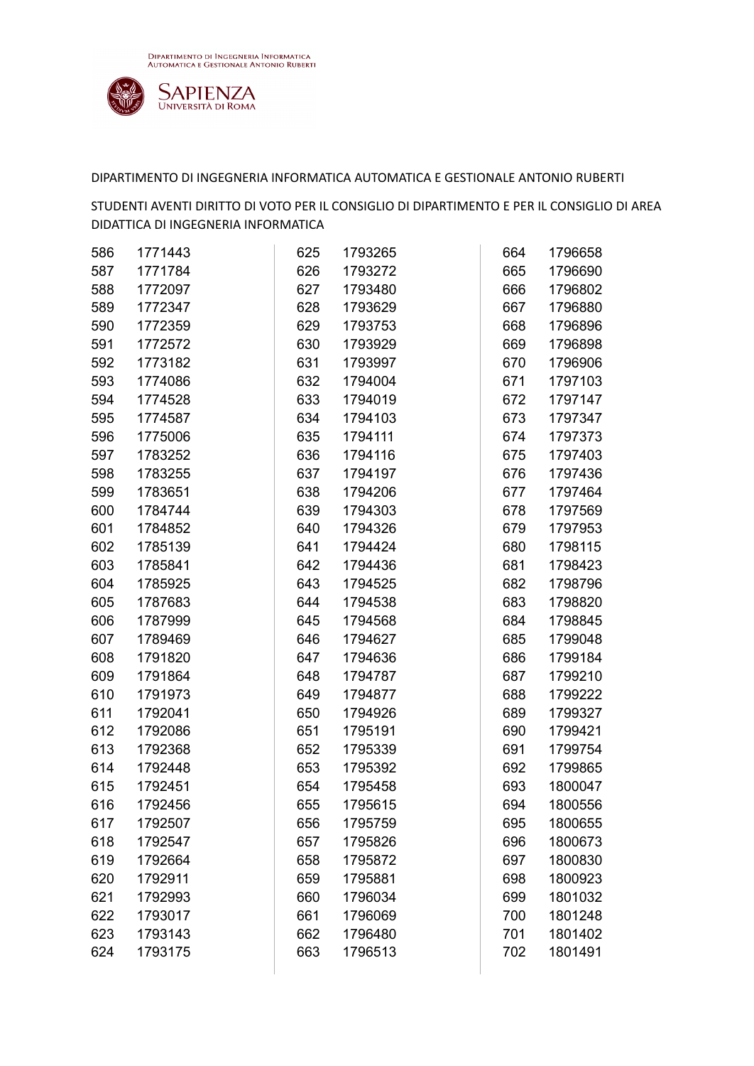DIPARTIMENTO DI INGEGNERIA INFORMATICA AUTOMATICA E GESTIONALE ANTONIO RUBERTI

STUDENTI AVENTI DIRITTO DI VOTO PER IL CONSIGLIO DI DIPARTIMENTO E PER IL CONSIGLIO DI AREA DIDATTICA DI INGEGNERIA INFORMATICA

| | |
|---|---|
| 586 | 1771443 |
| 587 | 1771784 |
| 588 | 1772097 |
| 589 | 1772347 |
| 590 | 1772359 |
| 591 | 1772572 |
| 592 | 1773182 |
| 593 | 1774086 |
| 594 | 1774528 |
| 595 | 1774587 |
| 596 | 1775006 |
| 597 | 1783252 |
| 598 | 1783255 |
| 599 | 1783651 |
| 600 | 1784744 |
| 601 | 1784852 |
| 602 | 1785139 |
| 603 | 1785841 |
| 604 | 1785925 |
| 605 | 1787683 |
| 606 | 1787999 |
| 607 | 1789469 |
| 608 | 1791820 |
| 609 | 1791864 |
| 610 | 1791973 |
| 611 | 1792041 |
| 612 | 1792086 |
| 613 | 1792368 |
| 614 | 1792448 |
| 615 | 1792451 |
| 616 | 1792456 |
| 617 | 1792507 |
| 618 | 1792547 |
| 619 | 1792664 |
| 620 | 1792911 |
| 621 | 1792993 |
| 622 | 1793017 |
| 623 | 1793143 |
| 624 | 1793175 |
| 625 | 1793265 |
| 626 | 1793272 |
| 627 | 1793480 |
| 628 | 1793629 |
| 629 | 1793753 |
| 630 | 1793929 |
| 631 | 1793997 |
| 632 | 1794004 |
| 633 | 1794019 |
| 634 | 1794103 |
| 635 | 1794111 |
| 636 | 1794116 |
| 637 | 1794197 |
| 638 | 1794206 |
| 639 | 1794303 |
| 640 | 1794326 |
| 641 | 1794424 |
| 642 | 1794436 |
| 643 | 1794525 |
| 644 | 1794538 |
| 645 | 1794568 |
| 646 | 1794627 |
| 647 | 1794636 |
| 648 | 1794787 |
| 649 | 1794877 |
| 650 | 1794926 |
| 651 | 1795191 |
| 652 | 1795339 |
| 653 | 1795392 |
| 654 | 1795458 |
| 655 | 1795615 |
| 656 | 1795759 |
| 657 | 1795826 |
| 658 | 1795872 |
| 659 | 1795881 |
| 660 | 1796034 |
| 661 | 1796069 |
| 662 | 1796480 |
| 663 | 1796513 |
| 664 | 1796658 |
| 665 | 1796690 |
| 666 | 1796802 |
| 667 | 1796880 |
| 668 | 1796896 |
| 669 | 1796898 |
| 670 | 1796906 |
| 671 | 1797103 |
| 672 | 1797147 |
| 673 | 1797347 |
| 674 | 1797373 |
| 675 | 1797403 |
| 676 | 1797436 |
| 677 | 1797464 |
| 678 | 1797569 |
| 679 | 1797953 |
| 680 | 1798115 |
| 681 | 1798423 |
| 682 | 1798796 |
| 683 | 1798820 |
| 684 | 1798845 |
| 685 | 1799048 |
| 686 | 1799184 |
| 687 | 1799210 |
| 688 | 1799222 |
| 689 | 1799327 |
| 690 | 1799421 |
| 691 | 1799754 |
| 692 | 1799865 |
| 693 | 1800047 |
| 694 | 1800556 |
| 695 | 1800655 |
| 696 | 1800673 |
| 697 | 1800830 |
| 698 | 1800923 |
| 699 | 1801032 |
| 700 | 1801248 |
| 701 | 1801402 |
| 702 | 1801491 |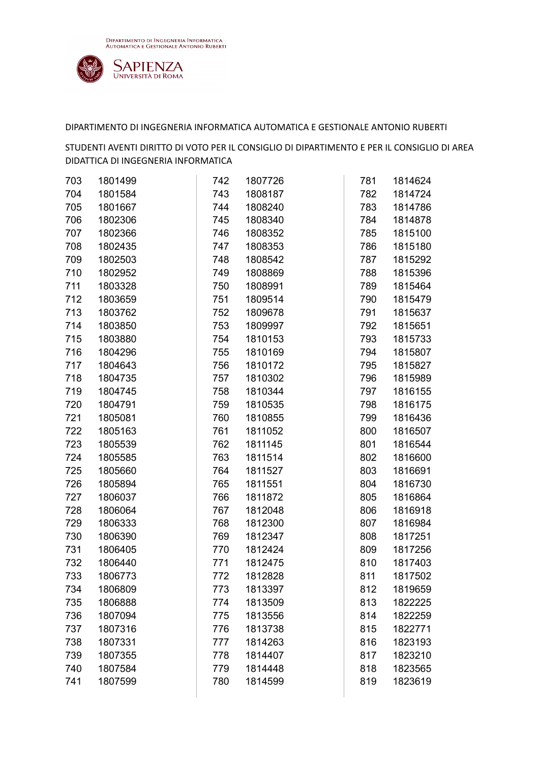DIPARTIMENTO DI INGEGNERIA INFORMATICA AUTOMATICA E GESTIONALE ANTONIO RUBERTI

STUDENTI AVENTI DIRITTO DI VOTO PER IL CONSIGLIO DI DIPARTIMENTO E PER IL CONSIGLIO DI AREA DIDATTICA DI INGEGNERIA INFORMATICA

| | |
|---|---|
| 703 | 1801499 |
| 704 | 1801584 |
| 705 | 1801667 |
| 706 | 1802306 |
| 707 | 1802366 |
| 708 | 1802435 |
| 709 | 1802503 |
| 710 | 1802952 |
| 711 | 1803328 |
| 712 | 1803659 |
| 713 | 1803762 |
| 714 | 1803850 |
| 715 | 1803880 |
| 716 | 1804296 |
| 717 | 1804643 |
| 718 | 1804735 |
| 719 | 1804745 |
| 720 | 1804791 |
| 721 | 1805081 |
| 722 | 1805163 |
| 723 | 1805539 |
| 724 | 1805585 |
| 725 | 1805660 |
| 726 | 1805894 |
| 727 | 1806037 |
| 728 | 1806064 |
| 729 | 1806333 |
| 730 | 1806390 |
| 731 | 1806405 |
| 732 | 1806440 |
| 733 | 1806773 |
| 734 | 1806809 |
| 735 | 1806888 |
| 736 | 1807094 |
| 737 | 1807316 |
| 738 | 1807331 |
| 739 | 1807355 |
| 740 | 1807584 |
| 741 | 1807599 |
| 742 | 1807726 |
| 743 | 1808187 |
| 744 | 1808240 |
| 745 | 1808340 |
| 746 | 1808352 |
| 747 | 1808353 |
| 748 | 1808542 |
| 749 | 1808869 |
| 750 | 1808991 |
| 751 | 1809514 |
| 752 | 1809678 |
| 753 | 1809997 |
| 754 | 1810153 |
| 755 | 1810169 |
| 756 | 1810172 |
| 757 | 1810302 |
| 758 | 1810344 |
| 759 | 1810535 |
| 760 | 1810855 |
| 761 | 1811052 |
| 762 | 1811145 |
| 763 | 1811514 |
| 764 | 1811527 |
| 765 | 1811551 |
| 766 | 1811872 |
| 767 | 1812048 |
| 768 | 1812300 |
| 769 | 1812347 |
| 770 | 1812424 |
| 771 | 1812475 |
| 772 | 1812828 |
| 773 | 1813397 |
| 774 | 1813509 |
| 775 | 1813556 |
| 776 | 1813738 |
| 777 | 1814263 |
| 778 | 1814407 |
| 779 | 1814448 |
| 780 | 1814599 |
| 781 | 1814624 |
| 782 | 1814724 |
| 783 | 1814786 |
| 784 | 1814878 |
| 785 | 1815100 |
| 786 | 1815180 |
| 787 | 1815292 |
| 788 | 1815396 |
| 789 | 1815464 |
| 790 | 1815479 |
| 791 | 1815637 |
| 792 | 1815651 |
| 793 | 1815733 |
| 794 | 1815807 |
| 795 | 1815827 |
| 796 | 1815989 |
| 797 | 1816155 |
| 798 | 1816175 |
| 799 | 1816436 |
| 800 | 1816507 |
| 801 | 1816544 |
| 802 | 1816600 |
| 803 | 1816691 |
| 804 | 1816730 |
| 805 | 1816864 |
| 806 | 1816918 |
| 807 | 1816984 |
| 808 | 1817251 |
| 809 | 1817256 |
| 810 | 1817403 |
| 811 | 1817502 |
| 812 | 1819659 |
| 813 | 1822225 |
| 814 | 1822259 |
| 815 | 1822771 |
| 816 | 1823193 |
| 817 | 1823210 |
| 818 | 1823565 |
| 819 | 1823619 |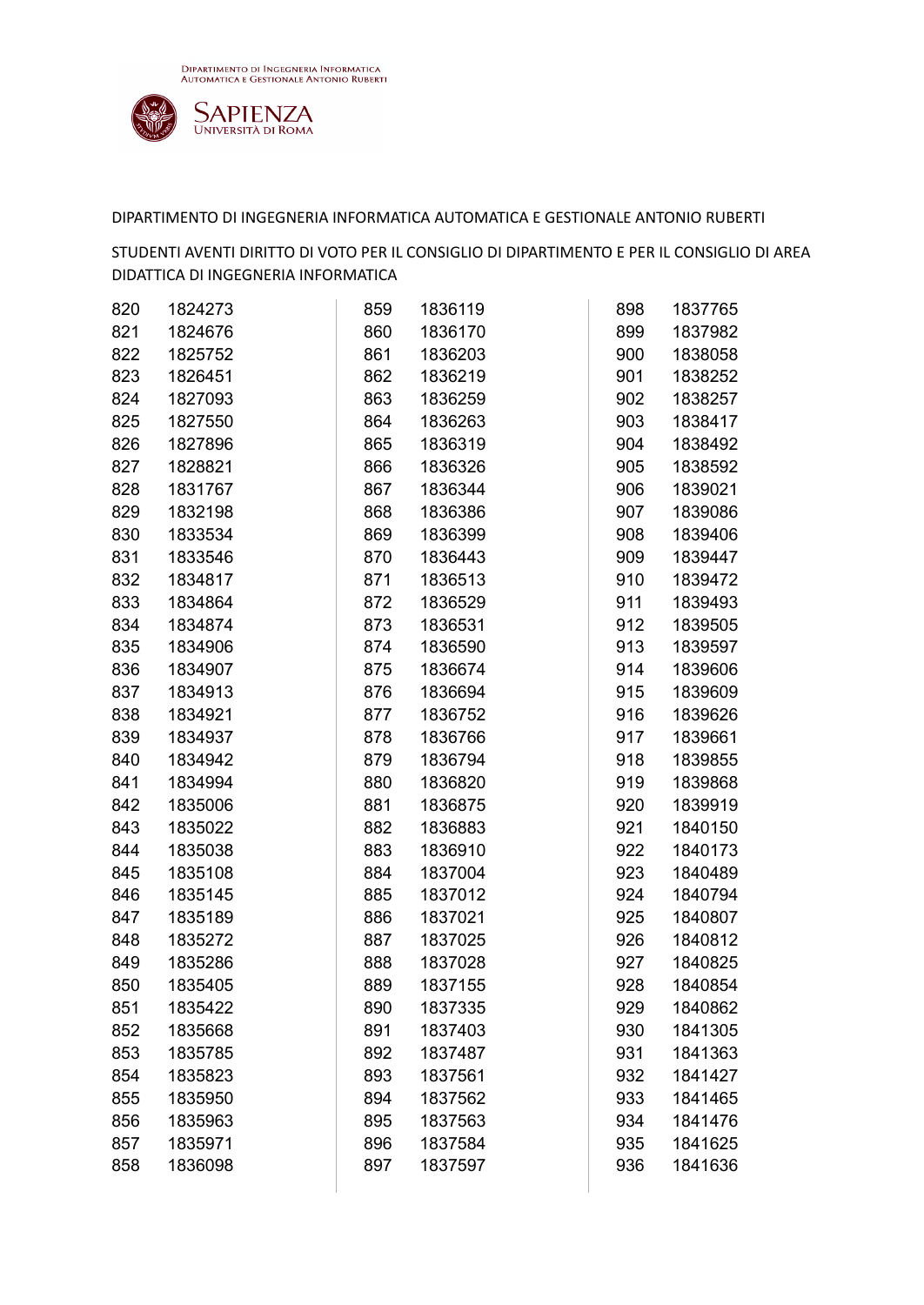DIPARTIMENTO DI INGEGNERIA INFORMATICA AUTOMATICA E GESTIONALE ANTONIO RUBERTI

STUDENTI AVENTI DIRITTO DI VOTO PER IL CONSIGLIO DI DIPARTIMENTO E PER IL CONSIGLIO DI AREA DIDATTICA DI INGEGNERIA INFORMATICA

| | |
|---|---|
| 820 | 1824273 |
| 821 | 1824676 |
| 822 | 1825752 |
| 823 | 1826451 |
| 824 | 1827093 |
| 825 | 1827550 |
| 826 | 1827896 |
| 827 | 1828821 |
| 828 | 1831767 |
| 829 | 1832198 |
| 830 | 1833534 |
| 831 | 1833546 |
| 832 | 1834817 |
| 833 | 1834864 |
| 834 | 1834874 |
| 835 | 1834906 |
| 836 | 1834907 |
| 837 | 1834913 |
| 838 | 1834921 |
| 839 | 1834937 |
| 840 | 1834942 |
| 841 | 1834994 |
| 842 | 1835006 |
| 843 | 1835022 |
| 844 | 1835038 |
| 845 | 1835108 |
| 846 | 1835145 |
| 847 | 1835189 |
| 848 | 1835272 |
| 849 | 1835286 |
| 850 | 1835405 |
| 851 | 1835422 |
| 852 | 1835668 |
| 853 | 1835785 |
| 854 | 1835823 |
| 855 | 1835950 |
| 856 | 1835963 |
| 857 | 1835971 |
| 858 | 1836098 |
| 859 | 1836119 |
| 860 | 1836170 |
| 861 | 1836203 |
| 862 | 1836219 |
| 863 | 1836259 |
| 864 | 1836263 |
| 865 | 1836319 |
| 866 | 1836326 |
| 867 | 1836344 |
| 868 | 1836386 |
| 869 | 1836399 |
| 870 | 1836443 |
| 871 | 1836513 |
| 872 | 1836529 |
| 873 | 1836531 |
| 874 | 1836590 |
| 875 | 1836674 |
| 876 | 1836694 |
| 877 | 1836752 |
| 878 | 1836766 |
| 879 | 1836794 |
| 880 | 1836820 |
| 881 | 1836875 |
| 882 | 1836883 |
| 883 | 1836910 |
| 884 | 1837004 |
| 885 | 1837012 |
| 886 | 1837021 |
| 887 | 1837025 |
| 888 | 1837028 |
| 889 | 1837155 |
| 890 | 1837335 |
| 891 | 1837403 |
| 892 | 1837487 |
| 893 | 1837561 |
| 894 | 1837562 |
| 895 | 1837563 |
| 896 | 1837584 |
| 897 | 1837597 |
| 898 | 1837765 |
| 899 | 1837982 |
| 900 | 1838058 |
| 901 | 1838252 |
| 902 | 1838257 |
| 903 | 1838417 |
| 904 | 1838492 |
| 905 | 1838592 |
| 906 | 1839021 |
| 907 | 1839086 |
| 908 | 1839406 |
| 909 | 1839447 |
| 910 | 1839472 |
| 911 | 1839493 |
| 912 | 1839505 |
| 913 | 1839597 |
| 914 | 1839606 |
| 915 | 1839609 |
| 916 | 1839626 |
| 917 | 1839661 |
| 918 | 1839855 |
| 919 | 1839868 |
| 920 | 1839919 |
| 921 | 1840150 |
| 922 | 1840173 |
| 923 | 1840489 |
| 924 | 1840794 |
| 925 | 1840807 |
| 926 | 1840812 |
| 927 | 1840825 |
| 928 | 1840854 |
| 929 | 1840862 |
| 930 | 1841305 |
| 931 | 1841363 |
| 932 | 1841427 |
| 933 | 1841465 |
| 934 | 1841476 |
| 935 | 1841625 |
| 936 | 1841636 |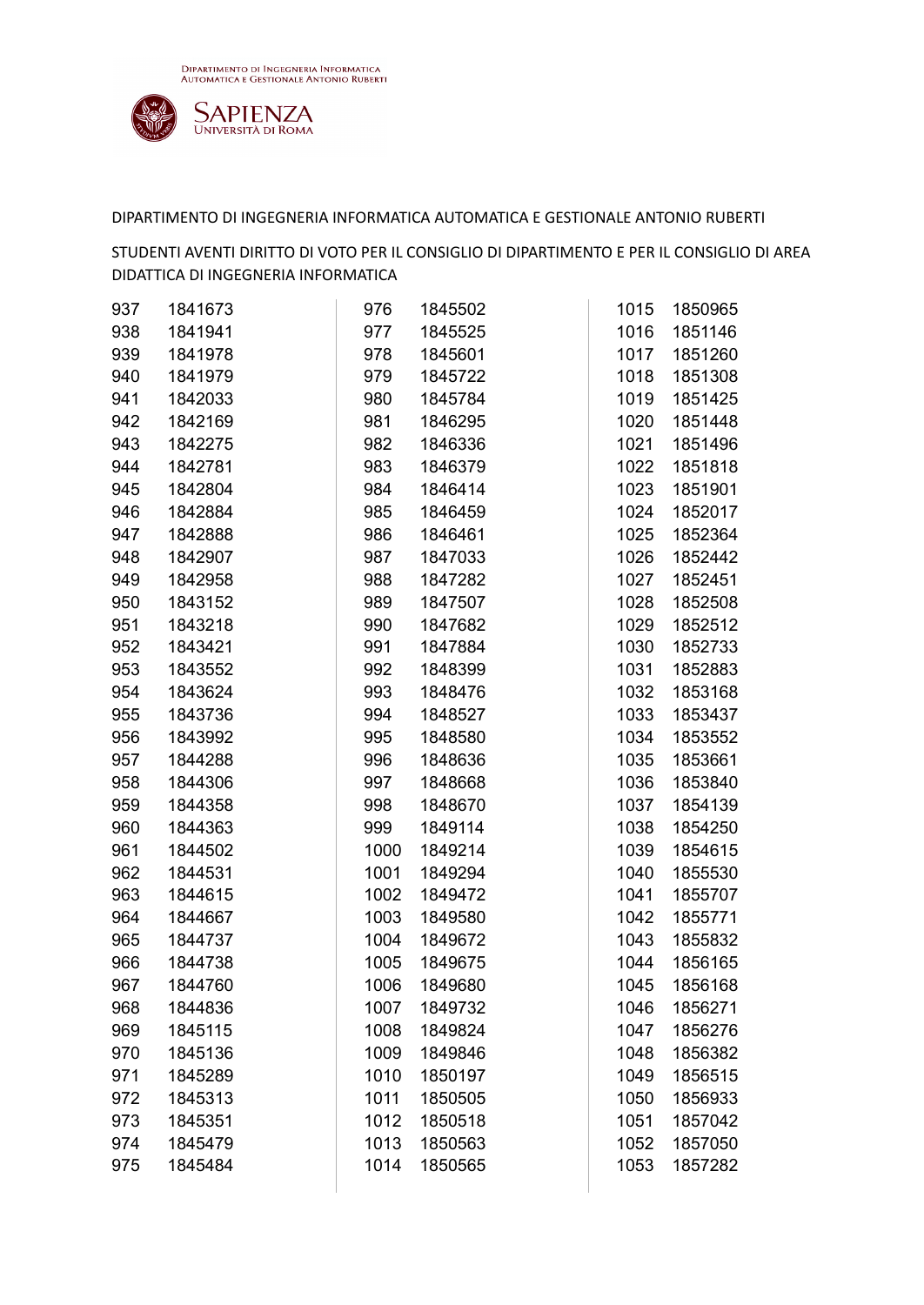DIPARTIMENTO DI INGEGNERIA INFORMATICA AUTOMATICA E GESTIONALE ANTONIO RUBERTI

STUDENTI AVENTI DIRITTO DI VOTO PER IL CONSIGLIO DI DIPARTIMENTO E PER IL CONSIGLIO DI AREA DIDATTICA DI INGEGNERIA INFORMATICA

| | |
|---|---|
| 937 | 1841673 |
| 938 | 1841941 |
| 939 | 1841978 |
| 940 | 1841979 |
| 941 | 1842033 |
| 942 | 1842169 |
| 943 | 1842275 |
| 944 | 1842781 |
| 945 | 1842804 |
| 946 | 1842884 |
| 947 | 1842888 |
| 948 | 1842907 |
| 949 | 1842958 |
| 950 | 1843152 |
| 951 | 1843218 |
| 952 | 1843421 |
| 953 | 1843552 |
| 954 | 1843624 |
| 955 | 1843736 |
| 956 | 1843992 |
| 957 | 1844288 |
| 958 | 1844306 |
| 959 | 1844358 |
| 960 | 1844363 |
| 961 | 1844502 |
| 962 | 1844531 |
| 963 | 1844615 |
| 964 | 1844667 |
| 965 | 1844737 |
| 966 | 1844738 |
| 967 | 1844760 |
| 968 | 1844836 |
| 969 | 1845115 |
| 970 | 1845136 |
| 971 | 1845289 |
| 972 | 1845313 |
| 973 | 1845351 |
| 974 | 1845479 |
| 975 | 1845484 |
| 976 | 1845502 |
| 977 | 1845525 |
| 978 | 1845601 |
| 979 | 1845722 |
| 980 | 1845784 |
| 981 | 1846295 |
| 982 | 1846336 |
| 983 | 1846379 |
| 984 | 1846414 |
| 985 | 1846459 |
| 986 | 1846461 |
| 987 | 1847033 |
| 988 | 1847282 |
| 989 | 1847507 |
| 990 | 1847682 |
| 991 | 1847884 |
| 992 | 1848399 |
| 993 | 1848476 |
| 994 | 1848527 |
| 995 | 1848580 |
| 996 | 1848636 |
| 997 | 1848668 |
| 998 | 1848670 |
| 999 | 1849114 |
| 1000 | 1849214 |
| 1001 | 1849294 |
| 1002 | 1849472 |
| 1003 | 1849580 |
| 1004 | 1849672 |
| 1005 | 1849675 |
| 1006 | 1849680 |
| 1007 | 1849732 |
| 1008 | 1849824 |
| 1009 | 1849846 |
| 1010 | 1850197 |
| 1011 | 1850505 |
| 1012 | 1850518 |
| 1013 | 1850563 |
| 1014 | 1850565 |
| 1015 | 1850965 |
| 1016 | 1851146 |
| 1017 | 1851260 |
| 1018 | 1851308 |
| 1019 | 1851425 |
| 1020 | 1851448 |
| 1021 | 1851496 |
| 1022 | 1851818 |
| 1023 | 1851901 |
| 1024 | 1852017 |
| 1025 | 1852364 |
| 1026 | 1852442 |
| 1027 | 1852451 |
| 1028 | 1852508 |
| 1029 | 1852512 |
| 1030 | 1852733 |
| 1031 | 1852883 |
| 1032 | 1853168 |
| 1033 | 1853437 |
| 1034 | 1853552 |
| 1035 | 1853661 |
| 1036 | 1853840 |
| 1037 | 1854139 |
| 1038 | 1854250 |
| 1039 | 1854615 |
| 1040 | 1855530 |
| 1041 | 1855707 |
| 1042 | 1855771 |
| 1043 | 1855832 |
| 1044 | 1856165 |
| 1045 | 1856168 |
| 1046 | 1856271 |
| 1047 | 1856276 |
| 1048 | 1856382 |
| 1049 | 1856515 |
| 1050 | 1856933 |
| 1051 | 1857042 |
| 1052 | 1857050 |
| 1053 | 1857282 |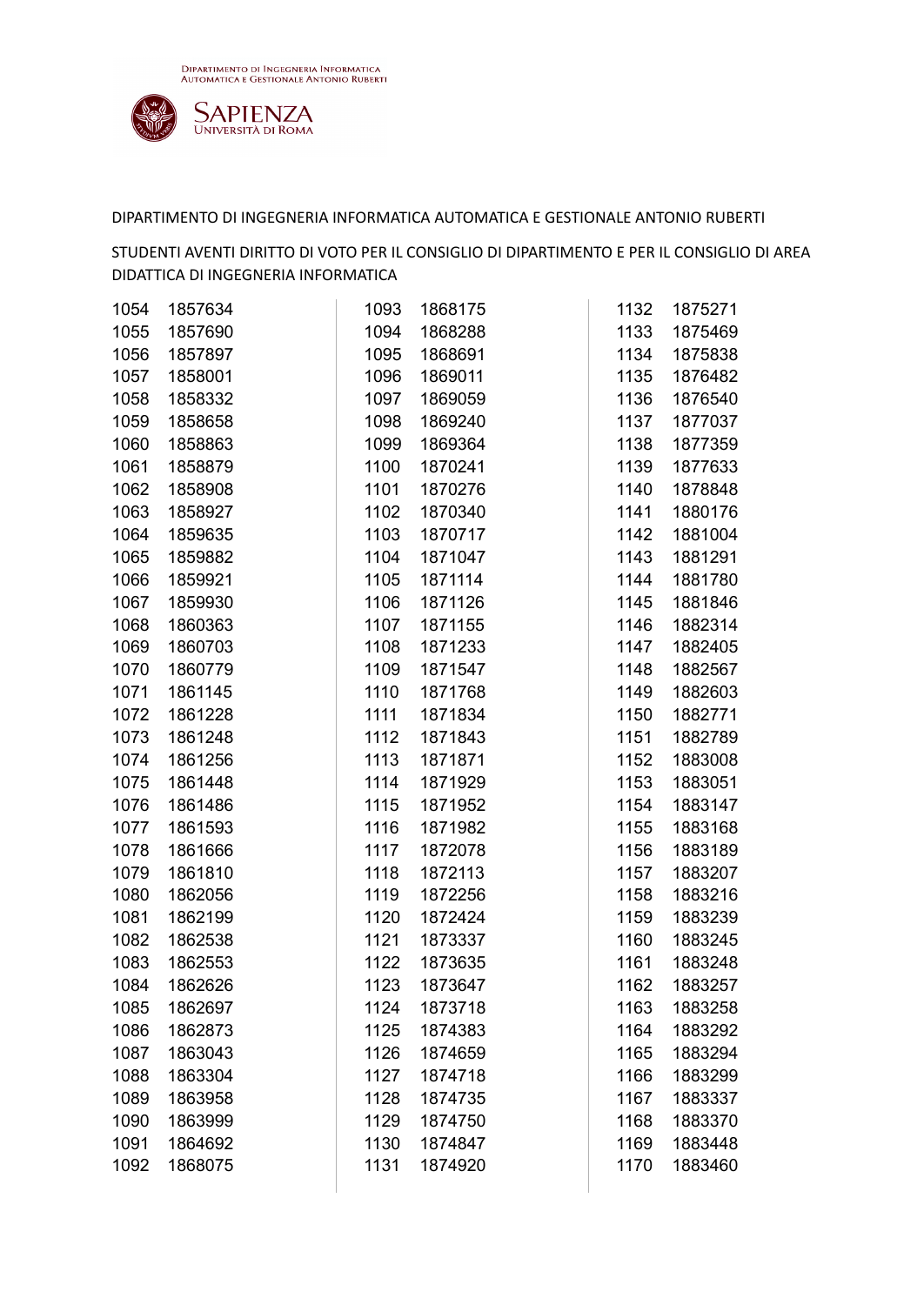DIPARTIMENTO DI INGEGNERIA INFORMATICA AUTOMATICA E GESTIONALE ANTONIO RUBERTI

STUDENTI AVENTI DIRITTO DI VOTO PER IL CONSIGLIO DI DIPARTIMENTO E PER IL CONSIGLIO DI AREA DIDATTICA DI INGEGNERIA INFORMATICA

| | |
|---|---|
| 1054 | 1857634 |
| 1055 | 1857690 |
| 1056 | 1857897 |
| 1057 | 1858001 |
| 1058 | 1858332 |
| 1059 | 1858658 |
| 1060 | 1858863 |
| 1061 | 1858879 |
| 1062 | 1858908 |
| 1063 | 1858927 |
| 1064 | 1859635 |
| 1065 | 1859882 |
| 1066 | 1859921 |
| 1067 | 1859930 |
| 1068 | 1860363 |
| 1069 | 1860703 |
| 1070 | 1860779 |
| 1071 | 1861145 |
| 1072 | 1861228 |
| 1073 | 1861248 |
| 1074 | 1861256 |
| 1075 | 1861448 |
| 1076 | 1861486 |
| 1077 | 1861593 |
| 1078 | 1861666 |
| 1079 | 1861810 |
| 1080 | 1862056 |
| 1081 | 1862199 |
| 1082 | 1862538 |
| 1083 | 1862553 |
| 1084 | 1862626 |
| 1085 | 1862697 |
| 1086 | 1862873 |
| 1087 | 1863043 |
| 1088 | 1863304 |
| 1089 | 1863958 |
| 1090 | 1863999 |
| 1091 | 1864692 |
| 1092 | 1868075 |
| 1093 | 1868175 |
| 1094 | 1868288 |
| 1095 | 1868691 |
| 1096 | 1869011 |
| 1097 | 1869059 |
| 1098 | 1869240 |
| 1099 | 1869364 |
| 1100 | 1870241 |
| 1101 | 1870276 |
| 1102 | 1870340 |
| 1103 | 1870717 |
| 1104 | 1871047 |
| 1105 | 1871114 |
| 1106 | 1871126 |
| 1107 | 1871155 |
| 1108 | 1871233 |
| 1109 | 1871547 |
| 1110 | 1871768 |
| 1111 | 1871834 |
| 1112 | 1871843 |
| 1113 | 1871871 |
| 1114 | 1871929 |
| 1115 | 1871952 |
| 1116 | 1871982 |
| 1117 | 1872078 |
| 1118 | 1872113 |
| 1119 | 1872256 |
| 1120 | 1872424 |
| 1121 | 1873337 |
| 1122 | 1873635 |
| 1123 | 1873647 |
| 1124 | 1873718 |
| 1125 | 1874383 |
| 1126 | 1874659 |
| 1127 | 1874718 |
| 1128 | 1874735 |
| 1129 | 1874750 |
| 1130 | 1874847 |
| 1131 | 1874920 |
| 1132 | 1875271 |
| 1133 | 1875469 |
| 1134 | 1875838 |
| 1135 | 1876482 |
| 1136 | 1876540 |
| 1137 | 1877037 |
| 1138 | 1877359 |
| 1139 | 1877633 |
| 1140 | 1878848 |
| 1141 | 1880176 |
| 1142 | 1881004 |
| 1143 | 1881291 |
| 1144 | 1881780 |
| 1145 | 1881846 |
| 1146 | 1882314 |
| 1147 | 1882405 |
| 1148 | 1882567 |
| 1149 | 1882603 |
| 1150 | 1882771 |
| 1151 | 1882789 |
| 1152 | 1883008 |
| 1153 | 1883051 |
| 1154 | 1883147 |
| 1155 | 1883168 |
| 1156 | 1883189 |
| 1157 | 1883207 |
| 1158 | 1883216 |
| 1159 | 1883239 |
| 1160 | 1883245 |
| 1161 | 1883248 |
| 1162 | 1883257 |
| 1163 | 1883258 |
| 1164 | 1883292 |
| 1165 | 1883294 |
| 1166 | 1883299 |
| 1167 | 1883337 |
| 1168 | 1883370 |
| 1169 | 1883448 |
| 1170 | 1883460 |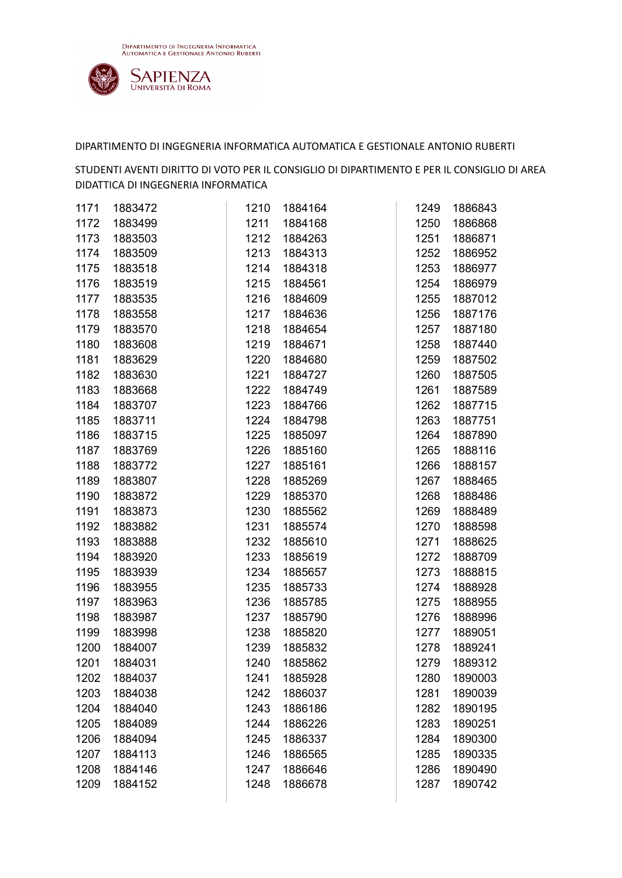DIPARTIMENTO DI INGEGNERIA INFORMATICA AUTOMATICA E GESTIONALE ANTONIO RUBERTI

STUDENTI AVENTI DIRITTO DI VOTO PER IL CONSIGLIO DI DIPARTIMENTO E PER IL CONSIGLIO DI AREA DIDATTICA DI INGEGNERIA INFORMATICA

| | |
|---|---|
| 1171 | 1883472 |
| 1172 | 1883499 |
| 1173 | 1883503 |
| 1174 | 1883509 |
| 1175 | 1883518 |
| 1176 | 1883519 |
| 1177 | 1883535 |
| 1178 | 1883558 |
| 1179 | 1883570 |
| 1180 | 1883608 |
| 1181 | 1883629 |
| 1182 | 1883630 |
| 1183 | 1883668 |
| 1184 | 1883707 |
| 1185 | 1883711 |
| 1186 | 1883715 |
| 1187 | 1883769 |
| 1188 | 1883772 |
| 1189 | 1883807 |
| 1190 | 1883872 |
| 1191 | 1883873 |
| 1192 | 1883882 |
| 1193 | 1883888 |
| 1194 | 1883920 |
| 1195 | 1883939 |
| 1196 | 1883955 |
| 1197 | 1883963 |
| 1198 | 1883987 |
| 1199 | 1883998 |
| 1200 | 1884007 |
| 1201 | 1884031 |
| 1202 | 1884037 |
| 1203 | 1884038 |
| 1204 | 1884040 |
| 1205 | 1884089 |
| 1206 | 1884094 |
| 1207 | 1884113 |
| 1208 | 1884146 |
| 1209 | 1884152 |
| 1210 | 1884164 |
| 1211 | 1884168 |
| 1212 | 1884263 |
| 1213 | 1884313 |
| 1214 | 1884318 |
| 1215 | 1884561 |
| 1216 | 1884609 |
| 1217 | 1884636 |
| 1218 | 1884654 |
| 1219 | 1884671 |
| 1220 | 1884680 |
| 1221 | 1884727 |
| 1222 | 1884749 |
| 1223 | 1884766 |
| 1224 | 1884798 |
| 1225 | 1885097 |
| 1226 | 1885160 |
| 1227 | 1885161 |
| 1228 | 1885269 |
| 1229 | 1885370 |
| 1230 | 1885562 |
| 1231 | 1885574 |
| 1232 | 1885610 |
| 1233 | 1885619 |
| 1234 | 1885657 |
| 1235 | 1885733 |
| 1236 | 1885785 |
| 1237 | 1885790 |
| 1238 | 1885820 |
| 1239 | 1885832 |
| 1240 | 1885862 |
| 1241 | 1885928 |
| 1242 | 1886037 |
| 1243 | 1886186 |
| 1244 | 1886226 |
| 1245 | 1886337 |
| 1246 | 1886565 |
| 1247 | 1886646 |
| 1248 | 1886678 |
| 1249 | 1886843 |
| 1250 | 1886868 |
| 1251 | 1886871 |
| 1252 | 1886952 |
| 1253 | 1886977 |
| 1254 | 1886979 |
| 1255 | 1887012 |
| 1256 | 1887176 |
| 1257 | 1887180 |
| 1258 | 1887440 |
| 1259 | 1887502 |
| 1260 | 1887505 |
| 1261 | 1887589 |
| 1262 | 1887715 |
| 1263 | 1887751 |
| 1264 | 1887890 |
| 1265 | 1888116 |
| 1266 | 1888157 |
| 1267 | 1888465 |
| 1268 | 1888486 |
| 1269 | 1888489 |
| 1270 | 1888598 |
| 1271 | 1888625 |
| 1272 | 1888709 |
| 1273 | 1888815 |
| 1274 | 1888928 |
| 1275 | 1888955 |
| 1276 | 1888996 |
| 1277 | 1889051 |
| 1278 | 1889241 |
| 1279 | 1889312 |
| 1280 | 1890003 |
| 1281 | 1890039 |
| 1282 | 1890195 |
| 1283 | 1890251 |
| 1284 | 1890300 |
| 1285 | 1890335 |
| 1286 | 1890490 |
| 1287 | 1890742 |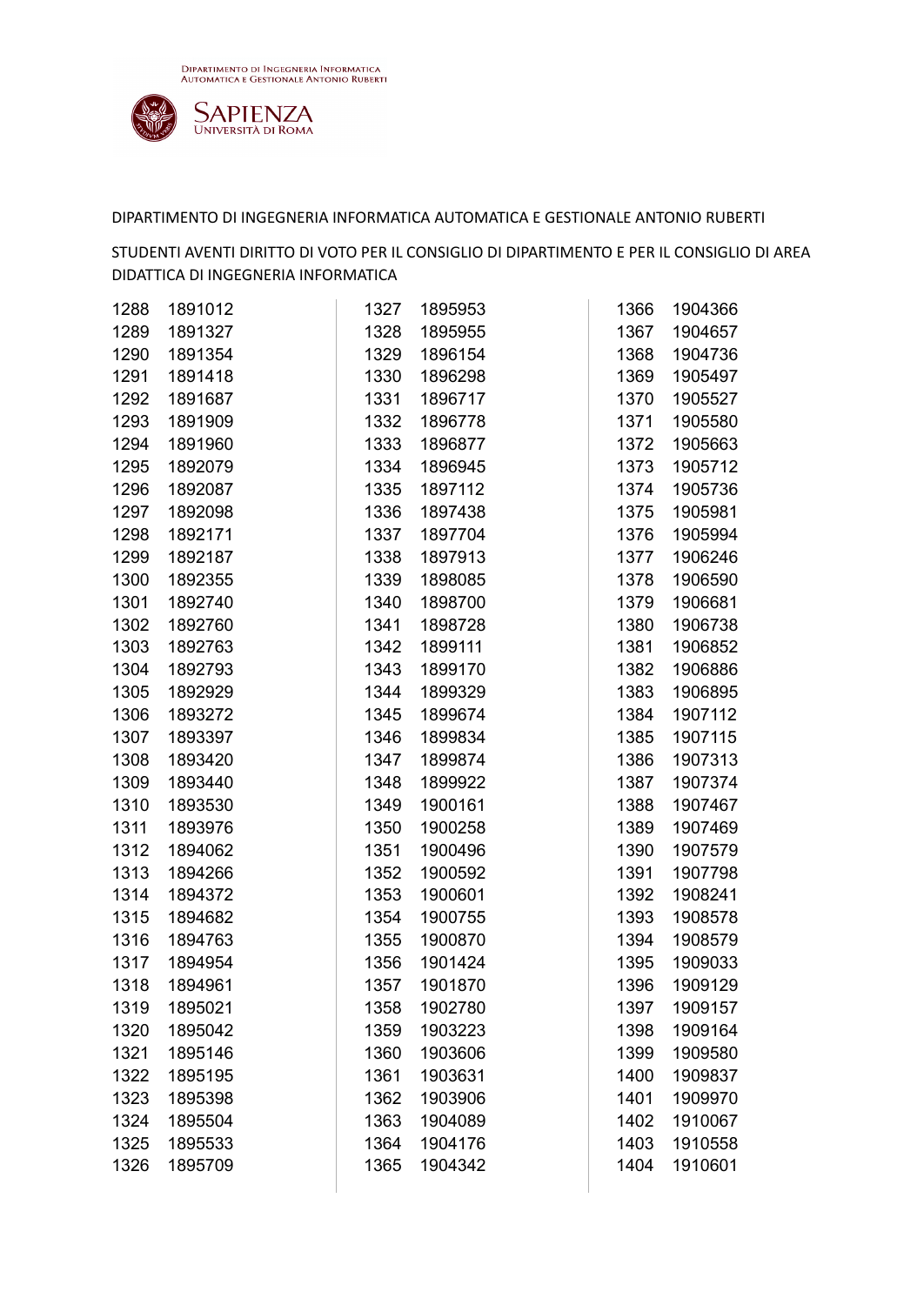DIPARTIMENTO DI INGEGNERIA INFORMATICA AUTOMATICA E GESTIONALE ANTONIO RUBERTI

STUDENTI AVENTI DIRITTO DI VOTO PER IL CONSIGLIO DI DIPARTIMENTO E PER IL CONSIGLIO DI AREA DIDATTICA DI INGEGNERIA INFORMATICA

| | |
|---|---|
| 1288 | 1891012 |
| 1289 | 1891327 |
| 1290 | 1891354 |
| 1291 | 1891418 |
| 1292 | 1891687 |
| 1293 | 1891909 |
| 1294 | 1891960 |
| 1295 | 1892079 |
| 1296 | 1892087 |
| 1297 | 1892098 |
| 1298 | 1892171 |
| 1299 | 1892187 |
| 1300 | 1892355 |
| 1301 | 1892740 |
| 1302 | 1892760 |
| 1303 | 1892763 |
| 1304 | 1892793 |
| 1305 | 1892929 |
| 1306 | 1893272 |
| 1307 | 1893397 |
| 1308 | 1893420 |
| 1309 | 1893440 |
| 1310 | 1893530 |
| 1311 | 1893976 |
| 1312 | 1894062 |
| 1313 | 1894266 |
| 1314 | 1894372 |
| 1315 | 1894682 |
| 1316 | 1894763 |
| 1317 | 1894954 |
| 1318 | 1894961 |
| 1319 | 1895021 |
| 1320 | 1895042 |
| 1321 | 1895146 |
| 1322 | 1895195 |
| 1323 | 1895398 |
| 1324 | 1895504 |
| 1325 | 1895533 |
| 1326 | 1895709 |
| 1327 | 1895953 |
| 1328 | 1895955 |
| 1329 | 1896154 |
| 1330 | 1896298 |
| 1331 | 1896717 |
| 1332 | 1896778 |
| 1333 | 1896877 |
| 1334 | 1896945 |
| 1335 | 1897112 |
| 1336 | 1897438 |
| 1337 | 1897704 |
| 1338 | 1897913 |
| 1339 | 1898085 |
| 1340 | 1898700 |
| 1341 | 1898728 |
| 1342 | 1899111 |
| 1343 | 1899170 |
| 1344 | 1899329 |
| 1345 | 1899674 |
| 1346 | 1899834 |
| 1347 | 1899874 |
| 1348 | 1899922 |
| 1349 | 1900161 |
| 1350 | 1900258 |
| 1351 | 1900496 |
| 1352 | 1900592 |
| 1353 | 1900601 |
| 1354 | 1900755 |
| 1355 | 1900870 |
| 1356 | 1901424 |
| 1357 | 1901870 |
| 1358 | 1902780 |
| 1359 | 1903223 |
| 1360 | 1903606 |
| 1361 | 1903631 |
| 1362 | 1903906 |
| 1363 | 1904089 |
| 1364 | 1904176 |
| 1365 | 1904342 |
| 1366 | 1904366 |
| 1367 | 1904657 |
| 1368 | 1904736 |
| 1369 | 1905497 |
| 1370 | 1905527 |
| 1371 | 1905580 |
| 1372 | 1905663 |
| 1373 | 1905712 |
| 1374 | 1905736 |
| 1375 | 1905981 |
| 1376 | 1905994 |
| 1377 | 1906246 |
| 1378 | 1906590 |
| 1379 | 1906681 |
| 1380 | 1906738 |
| 1381 | 1906852 |
| 1382 | 1906886 |
| 1383 | 1906895 |
| 1384 | 1907112 |
| 1385 | 1907115 |
| 1386 | 1907313 |
| 1387 | 1907374 |
| 1388 | 1907467 |
| 1389 | 1907469 |
| 1390 | 1907579 |
| 1391 | 1907798 |
| 1392 | 1908241 |
| 1393 | 1908578 |
| 1394 | 1908579 |
| 1395 | 1909033 |
| 1396 | 1909129 |
| 1397 | 1909157 |
| 1398 | 1909164 |
| 1399 | 1909580 |
| 1400 | 1909837 |
| 1401 | 1909970 |
| 1402 | 1910067 |
| 1403 | 1910558 |
| 1404 | 1910601 |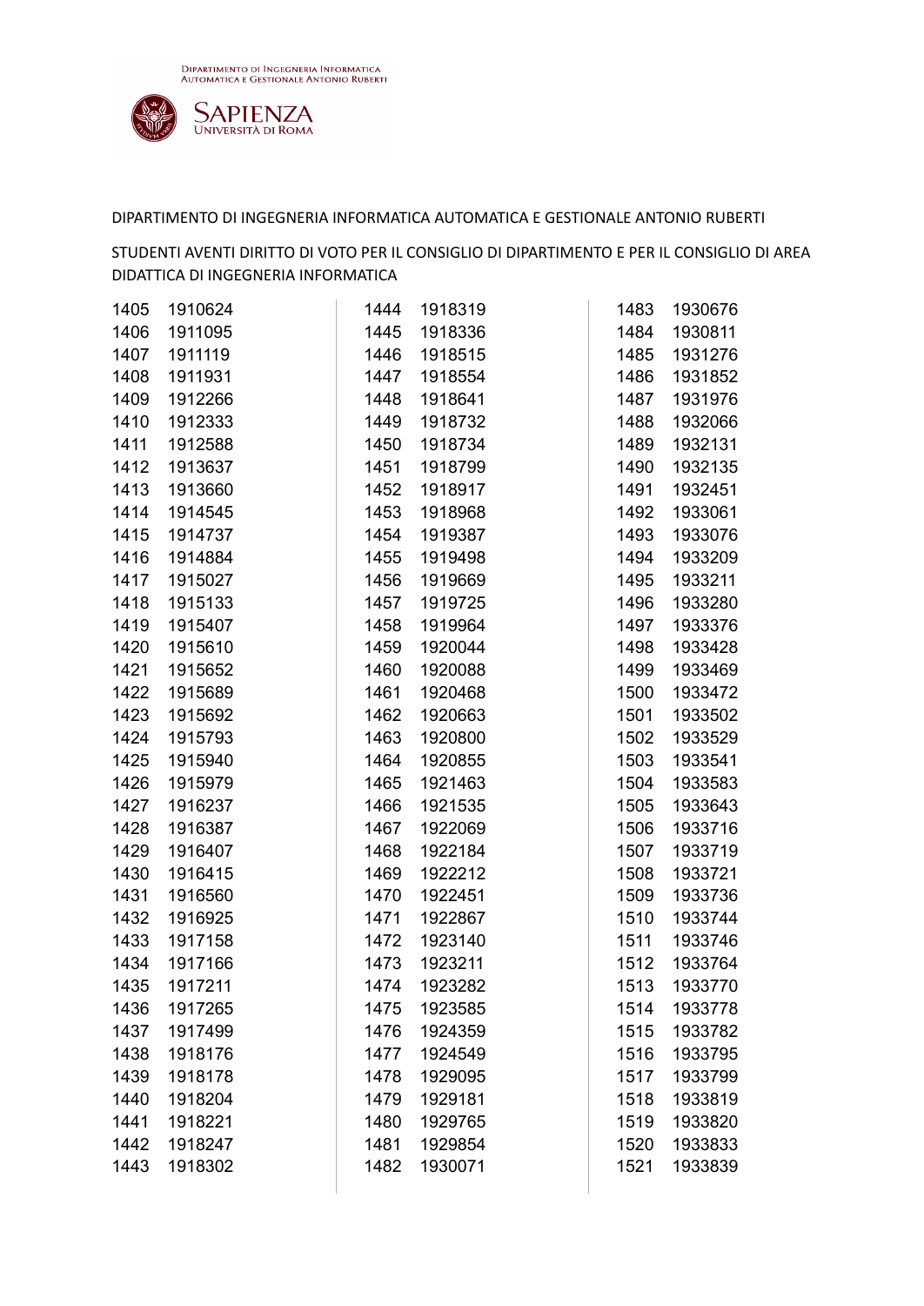DIPARTIMENTO DI INGEGNERIA INFORMATICA AUTOMATICA E GESTIONALE ANTONIO RUBERTI

STUDENTI AVENTI DIRITTO DI VOTO PER IL CONSIGLIO DI DIPARTIMENTO E PER IL CONSIGLIO DI AREA DIDATTICA DI INGEGNERIA INFORMATICA

| | |
|---|---|
| 1405 | 1910624 |
| 1406 | 1911095 |
| 1407 | 1911119 |
| 1408 | 1911931 |
| 1409 | 1912266 |
| 1410 | 1912333 |
| 1411 | 1912588 |
| 1412 | 1913637 |
| 1413 | 1913660 |
| 1414 | 1914545 |
| 1415 | 1914737 |
| 1416 | 1914884 |
| 1417 | 1915027 |
| 1418 | 1915133 |
| 1419 | 1915407 |
| 1420 | 1915610 |
| 1421 | 1915652 |
| 1422 | 1915689 |
| 1423 | 1915692 |
| 1424 | 1915793 |
| 1425 | 1915940 |
| 1426 | 1915979 |
| 1427 | 1916237 |
| 1428 | 1916387 |
| 1429 | 1916407 |
| 1430 | 1916415 |
| 1431 | 1916560 |
| 1432 | 1916925 |
| 1433 | 1917158 |
| 1434 | 1917166 |
| 1435 | 1917211 |
| 1436 | 1917265 |
| 1437 | 1917499 |
| 1438 | 1918176 |
| 1439 | 1918178 |
| 1440 | 1918204 |
| 1441 | 1918221 |
| 1442 | 1918247 |
| 1443 | 1918302 |
| 1444 | 1918319 |
| 1445 | 1918336 |
| 1446 | 1918515 |
| 1447 | 1918554 |
| 1448 | 1918641 |
| 1449 | 1918732 |
| 1450 | 1918734 |
| 1451 | 1918799 |
| 1452 | 1918917 |
| 1453 | 1918968 |
| 1454 | 1919387 |
| 1455 | 1919498 |
| 1456 | 1919669 |
| 1457 | 1919725 |
| 1458 | 1919964 |
| 1459 | 1920044 |
| 1460 | 1920088 |
| 1461 | 1920468 |
| 1462 | 1920663 |
| 1463 | 1920800 |
| 1464 | 1920855 |
| 1465 | 1921463 |
| 1466 | 1921535 |
| 1467 | 1922069 |
| 1468 | 1922184 |
| 1469 | 1922212 |
| 1470 | 1922451 |
| 1471 | 1922867 |
| 1472 | 1923140 |
| 1473 | 1923211 |
| 1474 | 1923282 |
| 1475 | 1923585 |
| 1476 | 1924359 |
| 1477 | 1924549 |
| 1478 | 1929095 |
| 1479 | 1929181 |
| 1480 | 1929765 |
| 1481 | 1929854 |
| 1482 | 1930071 |
| 1483 | 1930676 |
| 1484 | 1930811 |
| 1485 | 1931276 |
| 1486 | 1931852 |
| 1487 | 1931976 |
| 1488 | 1932066 |
| 1489 | 1932131 |
| 1490 | 1932135 |
| 1491 | 1932451 |
| 1492 | 1933061 |
| 1493 | 1933076 |
| 1494 | 1933209 |
| 1495 | 1933211 |
| 1496 | 1933280 |
| 1497 | 1933376 |
| 1498 | 1933428 |
| 1499 | 1933469 |
| 1500 | 1933472 |
| 1501 | 1933502 |
| 1502 | 1933529 |
| 1503 | 1933541 |
| 1504 | 1933583 |
| 1505 | 1933643 |
| 1506 | 1933716 |
| 1507 | 1933719 |
| 1508 | 1933721 |
| 1509 | 1933736 |
| 1510 | 1933744 |
| 1511 | 1933746 |
| 1512 | 1933764 |
| 1513 | 1933770 |
| 1514 | 1933778 |
| 1515 | 1933782 |
| 1516 | 1933795 |
| 1517 | 1933799 |
| 1518 | 1933819 |
| 1519 | 1933820 |
| 1520 | 1933833 |
| 1521 | 1933839 |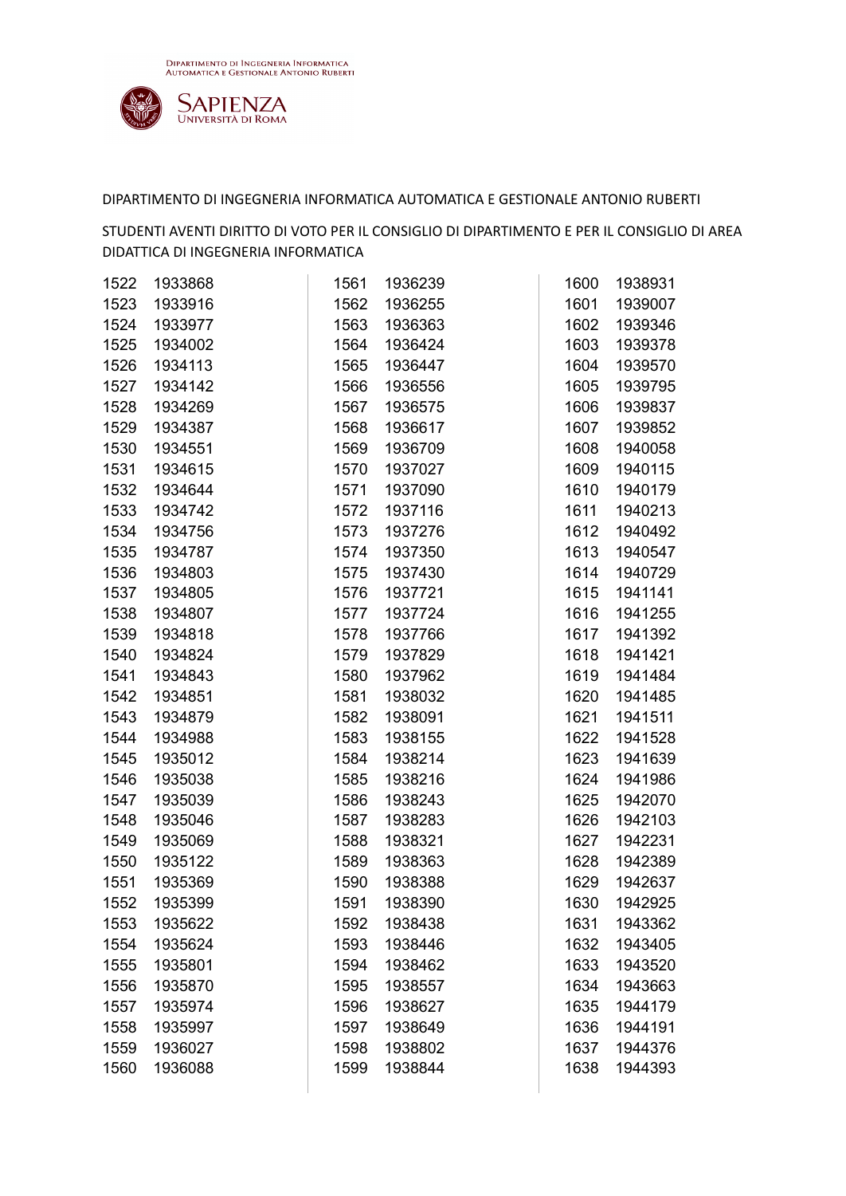DIPARTIMENTO DI INGEGNERIA INFORMATICA AUTOMATICA E GESTIONALE ANTONIO RUBERTI

STUDENTI AVENTI DIRITTO DI VOTO PER IL CONSIGLIO DI DIPARTIMENTO E PER IL CONSIGLIO DI AREA DIDATTICA DI INGEGNERIA INFORMATICA

| | |
|---|---|
| 1522 | 1933868 |
| 1523 | 1933916 |
| 1524 | 1933977 |
| 1525 | 1934002 |
| 1526 | 1934113 |
| 1527 | 1934142 |
| 1528 | 1934269 |
| 1529 | 1934387 |
| 1530 | 1934551 |
| 1531 | 1934615 |
| 1532 | 1934644 |
| 1533 | 1934742 |
| 1534 | 1934756 |
| 1535 | 1934787 |
| 1536 | 1934803 |
| 1537 | 1934805 |
| 1538 | 1934807 |
| 1539 | 1934818 |
| 1540 | 1934824 |
| 1541 | 1934843 |
| 1542 | 1934851 |
| 1543 | 1934879 |
| 1544 | 1934988 |
| 1545 | 1935012 |
| 1546 | 1935038 |
| 1547 | 1935039 |
| 1548 | 1935046 |
| 1549 | 1935069 |
| 1550 | 1935122 |
| 1551 | 1935369 |
| 1552 | 1935399 |
| 1553 | 1935622 |
| 1554 | 1935624 |
| 1555 | 1935801 |
| 1556 | 1935870 |
| 1557 | 1935974 |
| 1558 | 1935997 |
| 1559 | 1936027 |
| 1560 | 1936088 |
| 1561 | 1936239 |
| 1562 | 1936255 |
| 1563 | 1936363 |
| 1564 | 1936424 |
| 1565 | 1936447 |
| 1566 | 1936556 |
| 1567 | 1936575 |
| 1568 | 1936617 |
| 1569 | 1936709 |
| 1570 | 1937027 |
| 1571 | 1937090 |
| 1572 | 1937116 |
| 1573 | 1937276 |
| 1574 | 1937350 |
| 1575 | 1937430 |
| 1576 | 1937721 |
| 1577 | 1937724 |
| 1578 | 1937766 |
| 1579 | 1937829 |
| 1580 | 1937962 |
| 1581 | 1938032 |
| 1582 | 1938091 |
| 1583 | 1938155 |
| 1584 | 1938214 |
| 1585 | 1938216 |
| 1586 | 1938243 |
| 1587 | 1938283 |
| 1588 | 1938321 |
| 1589 | 1938363 |
| 1590 | 1938388 |
| 1591 | 1938390 |
| 1592 | 1938438 |
| 1593 | 1938446 |
| 1594 | 1938462 |
| 1595 | 1938557 |
| 1596 | 1938627 |
| 1597 | 1938649 |
| 1598 | 1938802 |
| 1599 | 1938844 |
| 1600 | 1938931 |
| 1601 | 1939007 |
| 1602 | 1939346 |
| 1603 | 1939378 |
| 1604 | 1939570 |
| 1605 | 1939795 |
| 1606 | 1939837 |
| 1607 | 1939852 |
| 1608 | 1940058 |
| 1609 | 1940115 |
| 1610 | 1940179 |
| 1611 | 1940213 |
| 1612 | 1940492 |
| 1613 | 1940547 |
| 1614 | 1940729 |
| 1615 | 1941141 |
| 1616 | 1941255 |
| 1617 | 1941392 |
| 1618 | 1941421 |
| 1619 | 1941484 |
| 1620 | 1941485 |
| 1621 | 1941511 |
| 1622 | 1941528 |
| 1623 | 1941639 |
| 1624 | 1941986 |
| 1625 | 1942070 |
| 1626 | 1942103 |
| 1627 | 1942231 |
| 1628 | 1942389 |
| 1629 | 1942637 |
| 1630 | 1942925 |
| 1631 | 1943362 |
| 1632 | 1943405 |
| 1633 | 1943520 |
| 1634 | 1943663 |
| 1635 | 1944179 |
| 1636 | 1944191 |
| 1637 | 1944376 |
| 1638 | 1944393 |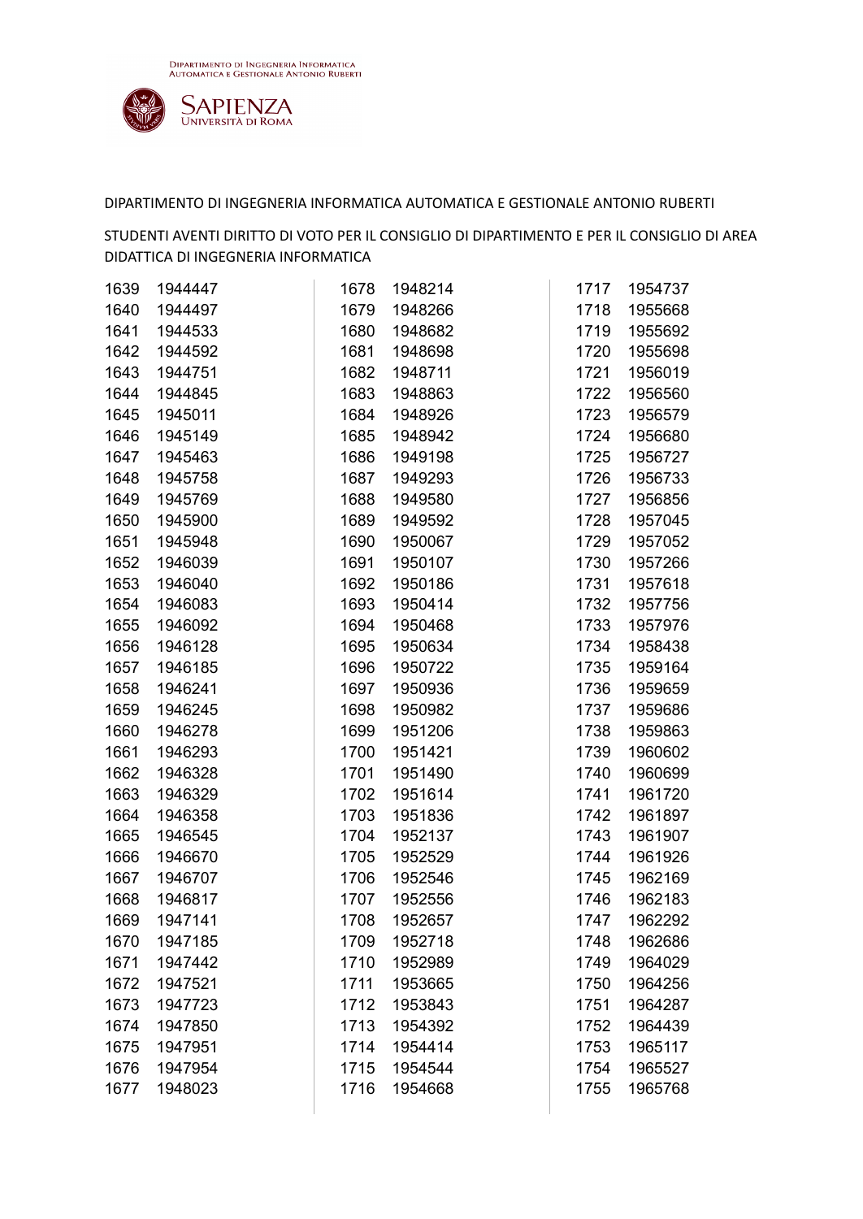DIPARTIMENTO DI INGEGNERIA INFORMATICA AUTOMATICA E GESTIONALE ANTONIO RUBERTI

STUDENTI AVENTI DIRITTO DI VOTO PER IL CONSIGLIO DI DIPARTIMENTO E PER IL CONSIGLIO DI AREA DIDATTICA DI INGEGNERIA INFORMATICA

| | |
|---|---|
| 1639 | 1944447 |
| 1640 | 1944497 |
| 1641 | 1944533 |
| 1642 | 1944592 |
| 1643 | 1944751 |
| 1644 | 1944845 |
| 1645 | 1945011 |
| 1646 | 1945149 |
| 1647 | 1945463 |
| 1648 | 1945758 |
| 1649 | 1945769 |
| 1650 | 1945900 |
| 1651 | 1945948 |
| 1652 | 1946039 |
| 1653 | 1946040 |
| 1654 | 1946083 |
| 1655 | 1946092 |
| 1656 | 1946128 |
| 1657 | 1946185 |
| 1658 | 1946241 |
| 1659 | 1946245 |
| 1660 | 1946278 |
| 1661 | 1946293 |
| 1662 | 1946328 |
| 1663 | 1946329 |
| 1664 | 1946358 |
| 1665 | 1946545 |
| 1666 | 1946670 |
| 1667 | 1946707 |
| 1668 | 1946817 |
| 1669 | 1947141 |
| 1670 | 1947185 |
| 1671 | 1947442 |
| 1672 | 1947521 |
| 1673 | 1947723 |
| 1674 | 1947850 |
| 1675 | 1947951 |
| 1676 | 1947954 |
| 1677 | 1948023 |
| 1678 | 1948214 |
| 1679 | 1948266 |
| 1680 | 1948682 |
| 1681 | 1948698 |
| 1682 | 1948711 |
| 1683 | 1948863 |
| 1684 | 1948926 |
| 1685 | 1948942 |
| 1686 | 1949198 |
| 1687 | 1949293 |
| 1688 | 1949580 |
| 1689 | 1949592 |
| 1690 | 1950067 |
| 1691 | 1950107 |
| 1692 | 1950186 |
| 1693 | 1950414 |
| 1694 | 1950468 |
| 1695 | 1950634 |
| 1696 | 1950722 |
| 1697 | 1950936 |
| 1698 | 1950982 |
| 1699 | 1951206 |
| 1700 | 1951421 |
| 1701 | 1951490 |
| 1702 | 1951614 |
| 1703 | 1951836 |
| 1704 | 1952137 |
| 1705 | 1952529 |
| 1706 | 1952546 |
| 1707 | 1952556 |
| 1708 | 1952657 |
| 1709 | 1952718 |
| 1710 | 1952989 |
| 1711 | 1953665 |
| 1712 | 1953843 |
| 1713 | 1954392 |
| 1714 | 1954414 |
| 1715 | 1954544 |
| 1716 | 1954668 |
| 1717 | 1954737 |
| 1718 | 1955668 |
| 1719 | 1955692 |
| 1720 | 1955698 |
| 1721 | 1956019 |
| 1722 | 1956560 |
| 1723 | 1956579 |
| 1724 | 1956680 |
| 1725 | 1956727 |
| 1726 | 1956733 |
| 1727 | 1956856 |
| 1728 | 1957045 |
| 1729 | 1957052 |
| 1730 | 1957266 |
| 1731 | 1957618 |
| 1732 | 1957756 |
| 1733 | 1957976 |
| 1734 | 1958438 |
| 1735 | 1959164 |
| 1736 | 1959659 |
| 1737 | 1959686 |
| 1738 | 1959863 |
| 1739 | 1960602 |
| 1740 | 1960699 |
| 1741 | 1961720 |
| 1742 | 1961897 |
| 1743 | 1961907 |
| 1744 | 1961926 |
| 1745 | 1962169 |
| 1746 | 1962183 |
| 1747 | 1962292 |
| 1748 | 1962686 |
| 1749 | 1964029 |
| 1750 | 1964256 |
| 1751 | 1964287 |
| 1752 | 1964439 |
| 1753 | 1965117 |
| 1754 | 1965527 |
| 1755 | 1965768 |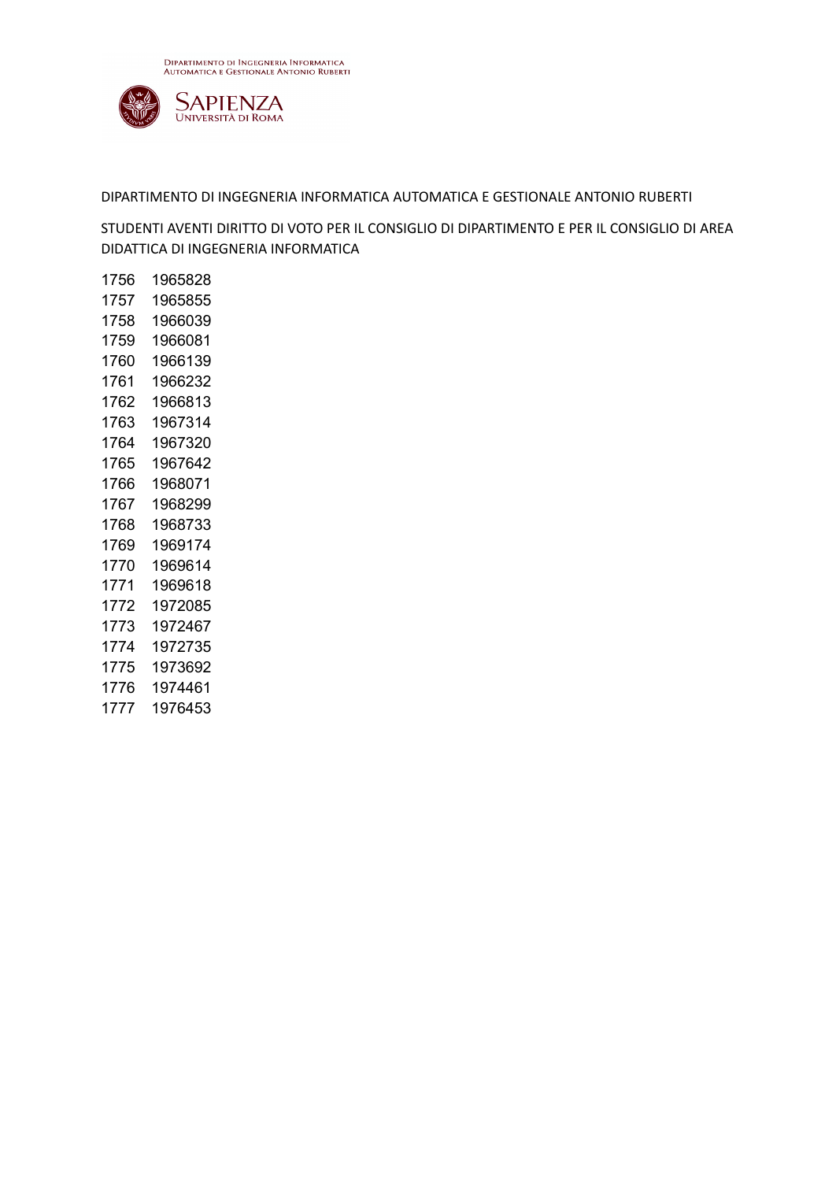DIPARTIMENTO DI INGEGNERIA INFORMATICA AUTOMATICA E GESTIONALE ANTONIO RUBERTI

STUDENTI AVENTI DIRITTO DI VOTO PER IL CONSIGLIO DI DIPARTIMENTO E PER IL CONSIGLIO DI AREA DIDATTICA DI INGEGNERIA INFORMATICA

| | |
|---|---|
| 1756 | 1965828 |
| 1757 | 1965855 |
| 1758 | 1966039 |
| 1759 | 1966081 |
| 1760 | 1966139 |
| 1761 | 1966232 |
| 1762 | 1966813 |
| 1763 | 1967314 |
| 1764 | 1967320 |
| 1765 | 1967642 |
| 1766 | 1968071 |
| 1767 | 1968299 |
| 1768 | 1968733 |
| 1769 | 1969174 |
| 1770 | 1969614 |
| 1771 | 1969618 |
| 1772 | 1972085 |
| 1773 | 1972467 |
| 1774 | 1972735 |
| 1775 | 1973692 |
| 1776 | 1974461 |
| 1777 | 1976453 |